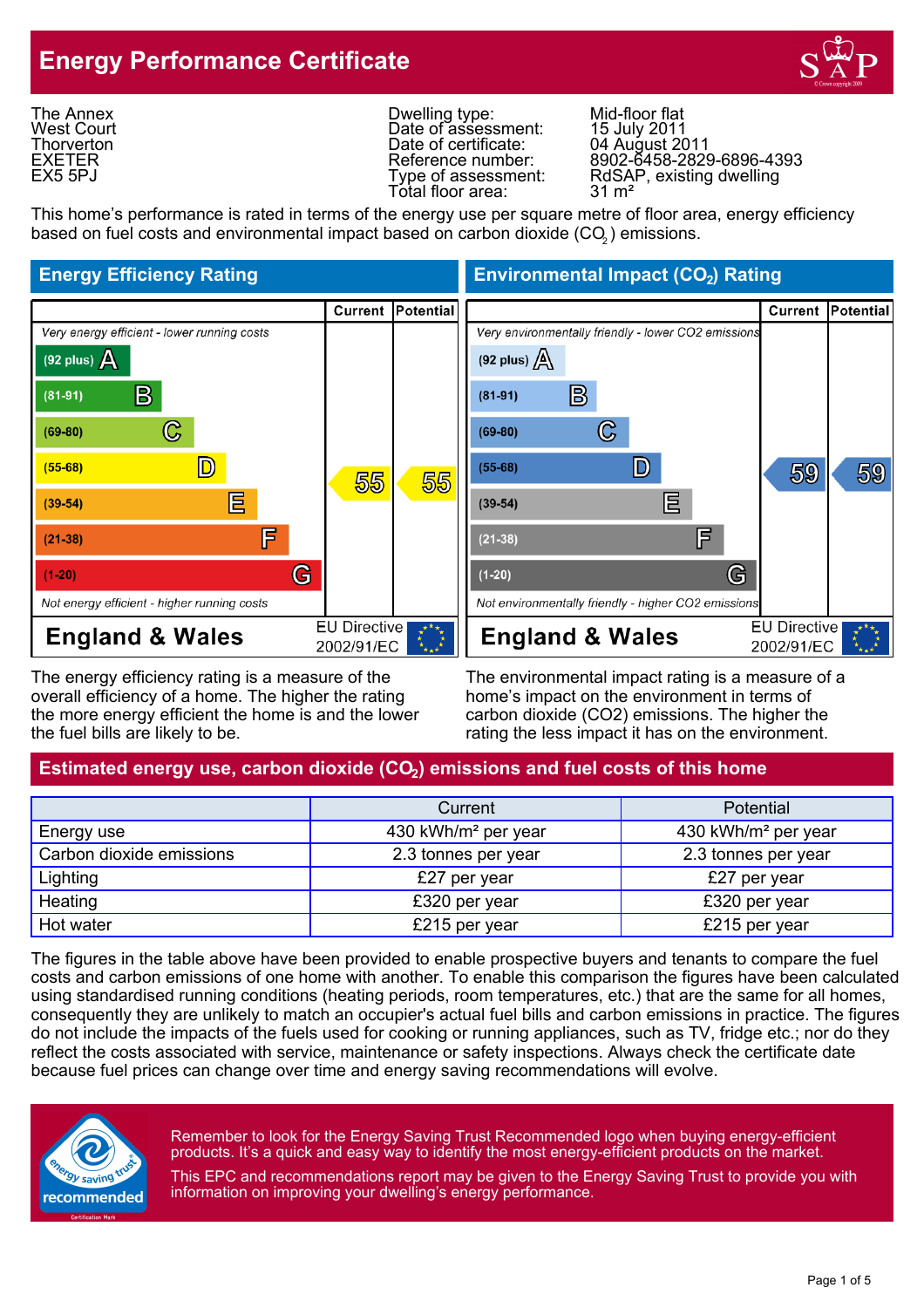# Energy Performance Certificate

The Annex
West Court
Thorverton
EXETER
EX5 5PJ

| | |
|---|---|
| Dwelling type: | Mid-floor flat |
| Date of assessment: | 15 July 2011 |
| Date of certificate: | 04 August 2011 |
| Reference number: | 8902-6458-2829-6896-4393 |
| Type of assessment: | RdSAP, existing dwelling |
| Total floor area: | 31 m² |

This home's performance is rated in terms of the energy use per square metre of floor area, energy efficiency based on fuel costs and environmental impact based on carbon dioxide ($CO_2$) emissions.

## Energy Efficiency Rating

| | Current | Potential |
|---|---|---|
| *Very energy efficient - lower running costs* | | |
| (92 plus) A | | |
| (81-91) B | | |
| (69-80) C | | |
| (55-68) D | 55 | 55 |
| (39-54) E | | |
| (21-38) F | | |
| (1-20) G | | |
| *Not energy efficient - higher running costs* | | |
| England & Wales — EU Directive 2002/91/EC | | |

## Environmental Impact ($CO_2$) Rating

| | Current | Potential |
|---|---|---|
| *Very environmentally friendly - lower CO2 emissions* | | |
| (92 plus) A | | |
| (81-91) B | | |
| (69-80) C | | |
| (55-68) D | 59 | 59 |
| (39-54) E | | |
| (21-38) F | | |
| (1-20) G | | |
| *Not environmentally friendly - higher CO2 emissions* | | |
| England & Wales — EU Directive 2002/91/EC | | |

The energy efficiency rating is a measure of the overall efficiency of a home. The higher the rating the more energy efficient the home is and the lower the fuel bills are likely to be.

The environmental impact rating is a measure of a home's impact on the environment in terms of carbon dioxide (CO2) emissions. The higher the rating the less impact it has on the environment.

## Estimated energy use, carbon dioxide ($CO_2$) emissions and fuel costs of this home

| | Current | Potential |
|---|---|---|
| Energy use | 430 kWh/m² per year | 430 kWh/m² per year |
| Carbon dioxide emissions | 2.3 tonnes per year | 2.3 tonnes per year |
| Lighting | £27 per year | £27 per year |
| Heating | £320 per year | £320 per year |
| Hot water | £215 per year | £215 per year |

The figures in the table above have been provided to enable prospective buyers and tenants to compare the fuel costs and carbon emissions of one home with another. To enable this comparison the figures have been calculated using standardised running conditions (heating periods, room temperatures, etc.) that are the same for all homes, consequently they are unlikely to match an occupier's actual fuel bills and carbon emissions in practice. The figures do not include the impacts of the fuels used for cooking or running appliances, such as TV, fridge etc.; nor do they reflect the costs associated with service, maintenance or safety inspections. Always check the certificate date because fuel prices can change over time and energy saving recommendations will evolve.

Remember to look for the Energy Saving Trust Recommended logo when buying energy-efficient products. It's a quick and easy way to identify the most energy-efficient products on the market.

This EPC and recommendations report may be given to the Energy Saving Trust to provide you with information on improving your dwelling's energy performance.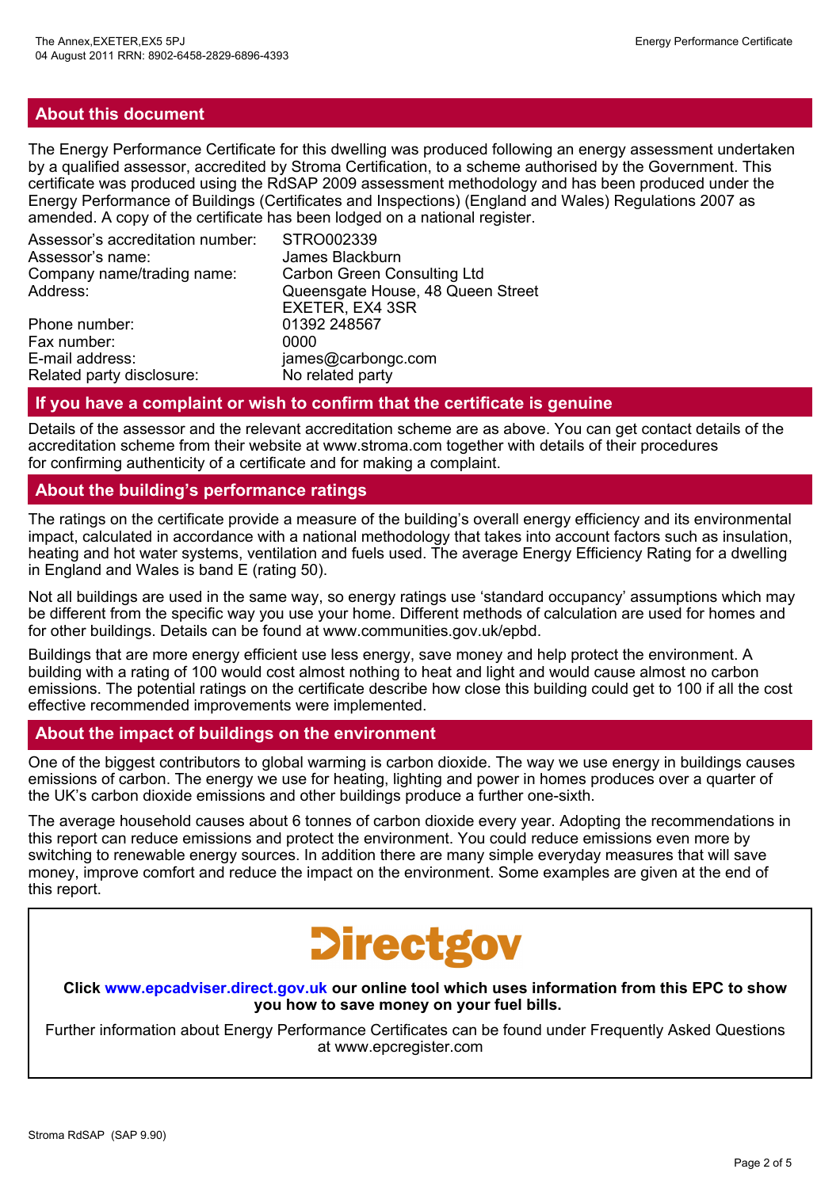## About this document

The Energy Performance Certificate for this dwelling was produced following an energy assessment undertaken by a qualified assessor, accredited by Stroma Certification, to a scheme authorised by the Government. This certificate was produced using the RdSAP 2009 assessment methodology and has been produced under the Energy Performance of Buildings (Certificates and Inspections) (England and Wales) Regulations 2007 as amended. A copy of the certificate has been lodged on a national register.

| | |
|---|---|
| Assessor's accreditation number: | STRO002339 |
| Assessor's name: | James Blackburn |
| Company name/trading name: | Carbon Green Consulting Ltd |
| Address: | Queensgate House, 48 Queen Street EXETER, EX4 3SR |
| Phone number: | 01392 248567 |
| Fax number: | 0000 |
| E-mail address: | james@carbongc.com |
| Related party disclosure: | No related party |

## If you have a complaint or wish to confirm that the certificate is genuine

Details of the assessor and the relevant accreditation scheme are as above. You can get contact details of the accreditation scheme from their website at www.stroma.com together with details of their procedures for confirming authenticity of a certificate and for making a complaint.

## About the building's performance ratings

The ratings on the certificate provide a measure of the building's overall energy efficiency and its environmental impact, calculated in accordance with a national methodology that takes into account factors such as insulation, heating and hot water systems, ventilation and fuels used. The average Energy Efficiency Rating for a dwelling in England and Wales is band E (rating 50).

Not all buildings are used in the same way, so energy ratings use 'standard occupancy' assumptions which may be different from the specific way you use your home. Different methods of calculation are used for homes and for other buildings. Details can be found at www.communities.gov.uk/epbd.

Buildings that are more energy efficient use less energy, save money and help protect the environment. A building with a rating of 100 would cost almost nothing to heat and light and would cause almost no carbon emissions. The potential ratings on the certificate describe how close this building could get to 100 if all the cost effective recommended improvements were implemented.

## About the impact of buildings on the environment

One of the biggest contributors to global warming is carbon dioxide. The way we use energy in buildings causes emissions of carbon. The energy we use for heating, lighting and power in homes produces over a quarter of the UK's carbon dioxide emissions and other buildings produce a further one-sixth.

The average household causes about 6 tonnes of carbon dioxide every year. Adopting the recommendations in this report can reduce emissions and protect the environment. You could reduce emissions even more by switching to renewable energy sources. In addition there are many simple everyday measures that will save money, improve comfort and reduce the impact on the environment. Some examples are given at the end of this report.

Directgov

**Click www.epcadviser.direct.gov.uk our online tool which uses information from this EPC to show you how to save money on your fuel bills.**

Further information about Energy Performance Certificates can be found under Frequently Asked Questions at www.epcregister.com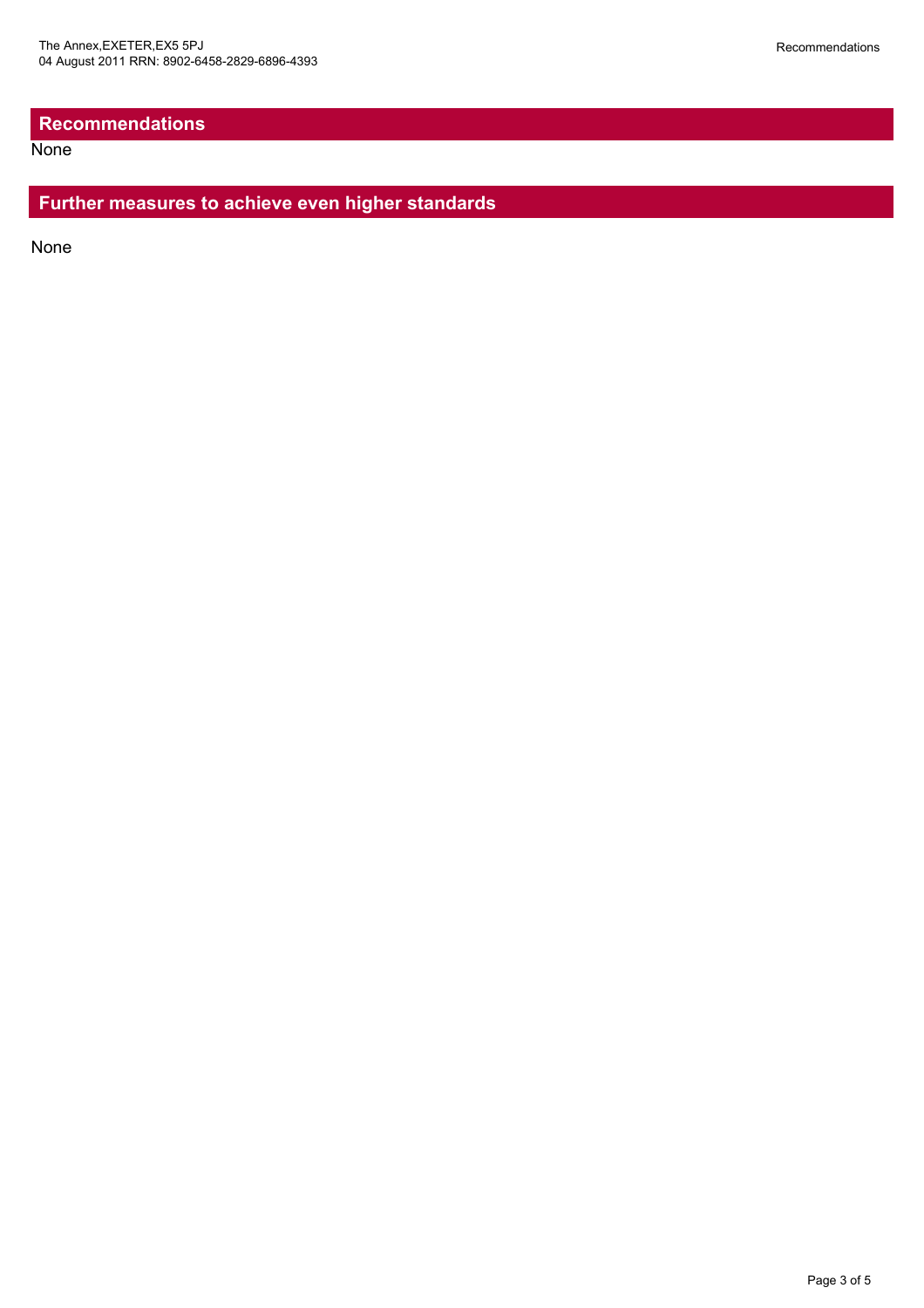## Recommendations

None

## Further measures to achieve even higher standards

None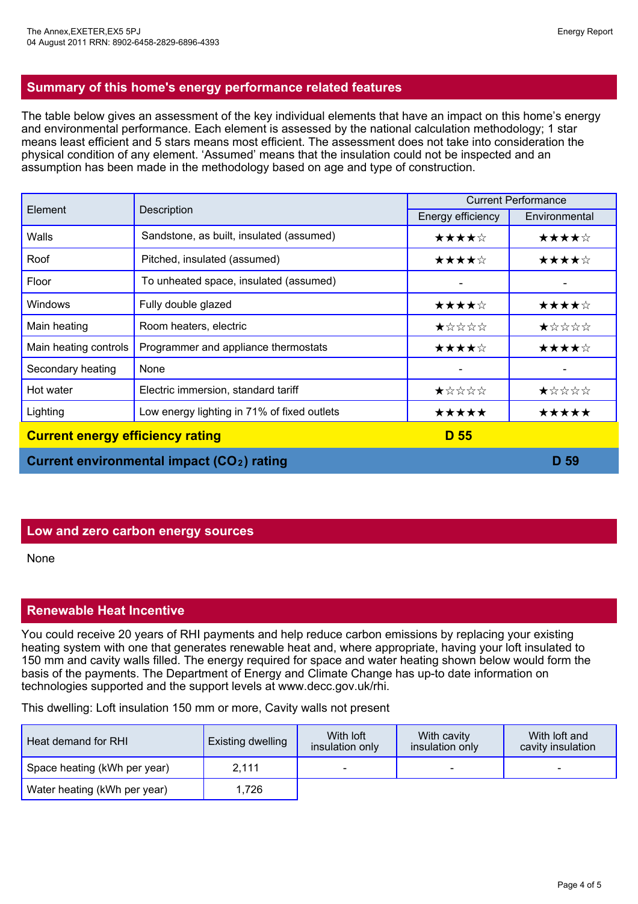## Summary of this home's energy performance related features

The table below gives an assessment of the key individual elements that have an impact on this home's energy and environmental performance. Each element is assessed by the national calculation methodology; 1 star means least efficient and 5 stars means most efficient. The assessment does not take into consideration the physical condition of any element. 'Assumed' means that the insulation could not be inspected and an assumption has been made in the methodology based on age and type of construction.

| Element | Description | Current Performance | |
|---|---|---|---|
| | | Energy efficiency | Environmental |
| Walls | Sandstone, as built, insulated (assumed) | ★★★★☆ | ★★★★☆ |
| Roof | Pitched, insulated (assumed) | ★★★★☆ | ★★★★☆ |
| Floor | To unheated space, insulated (assumed) | - | - |
| Windows | Fully double glazed | ★★★★☆ | ★★★★☆ |
| Main heating | Room heaters, electric | ★☆☆☆☆ | ★☆☆☆☆ |
| Main heating controls | Programmer and appliance thermostats | ★★★★☆ | ★★★★☆ |
| Secondary heating | None | - | - |
| Hot water | Electric immersion, standard tariff | ★☆☆☆☆ | ★☆☆☆☆ |
| Lighting | Low energy lighting in 71% of fixed outlets | ★★★★★ | ★★★★★ |
| **Current energy efficiency rating** | | **D 55** | |
| **Current environmental impact ($CO_2$) rating** | | | **D 59** |

## Low and zero carbon energy sources

None

## Renewable Heat Incentive

You could receive 20 years of RHI payments and help reduce carbon emissions by replacing your existing heating system with one that generates renewable heat and, where appropriate, having your loft insulated to 150 mm and cavity walls filled. The energy required for space and water heating shown below would form the basis of the payments. The Department of Energy and Climate Change has up-to date information on technologies supported and the support levels at www.decc.gov.uk/rhi.

This dwelling: Loft insulation 150 mm or more, Cavity walls not present

| Heat demand for RHI | Existing dwelling | With loft insulation only | With cavity insulation only | With loft and cavity insulation |
|---|---|---|---|---|
| Space heating (kWh per year) | 2,111 | - | - | - |
| Water heating (kWh per year) | 1,726 | | | |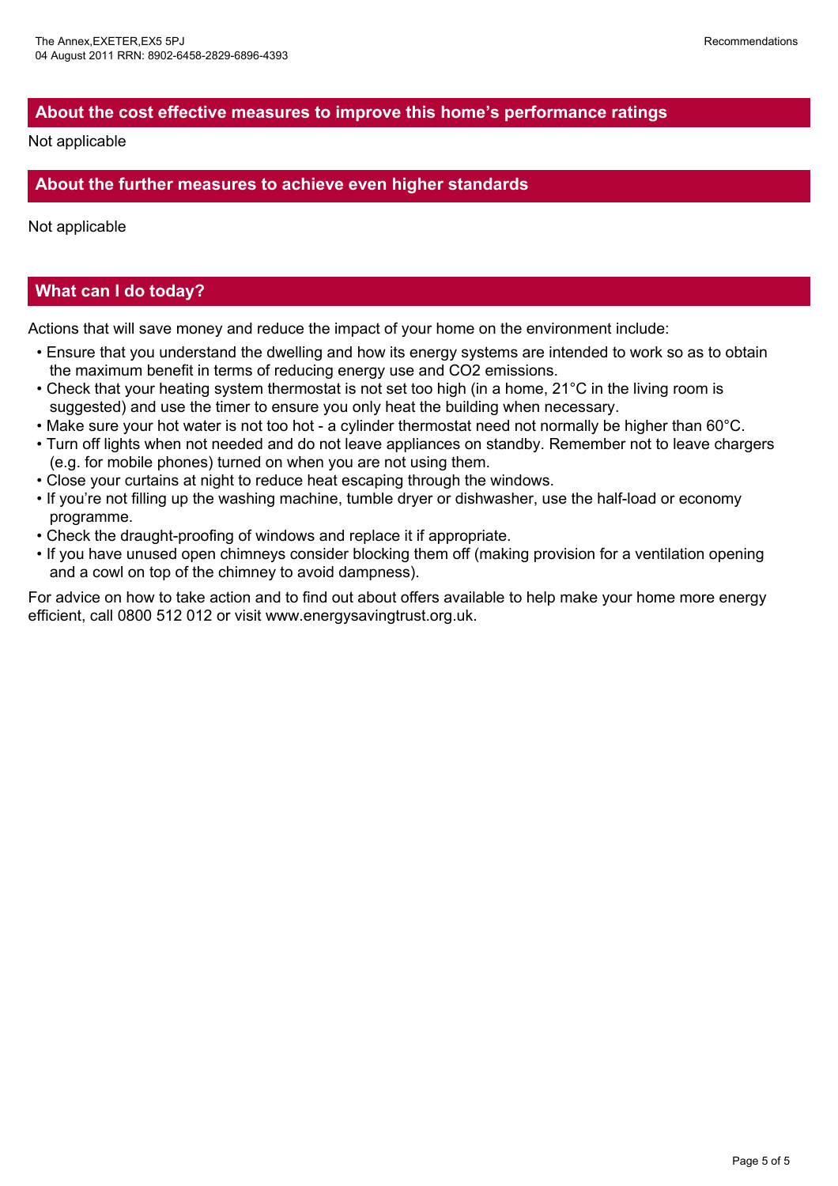## About the cost effective measures to improve this home's performance ratings

Not applicable

## About the further measures to achieve even higher standards

Not applicable

## What can I do today?

Actions that will save money and reduce the impact of your home on the environment include:

- Ensure that you understand the dwelling and how its energy systems are intended to work so as to obtain the maximum benefit in terms of reducing energy use and $CO_2$ emissions.
- Check that your heating system thermostat is not set too high (in a home, 21°C in the living room is suggested) and use the timer to ensure you only heat the building when necessary.
- Make sure your hot water is not too hot - a cylinder thermostat need not normally be higher than 60°C.
- Turn off lights when not needed and do not leave appliances on standby. Remember not to leave chargers (e.g. for mobile phones) turned on when you are not using them.
- Close your curtains at night to reduce heat escaping through the windows.
- If you're not filling up the washing machine, tumble dryer or dishwasher, use the half-load or economy programme.
- Check the draught-proofing of windows and replace it if appropriate.
- If you have unused open chimneys consider blocking them off (making provision for a ventilation opening and a cowl on top of the chimney to avoid dampness).

For advice on how to take action and to find out about offers available to help make your home more energy efficient, call 0800 512 012 or visit www.energysavingtrust.org.uk.